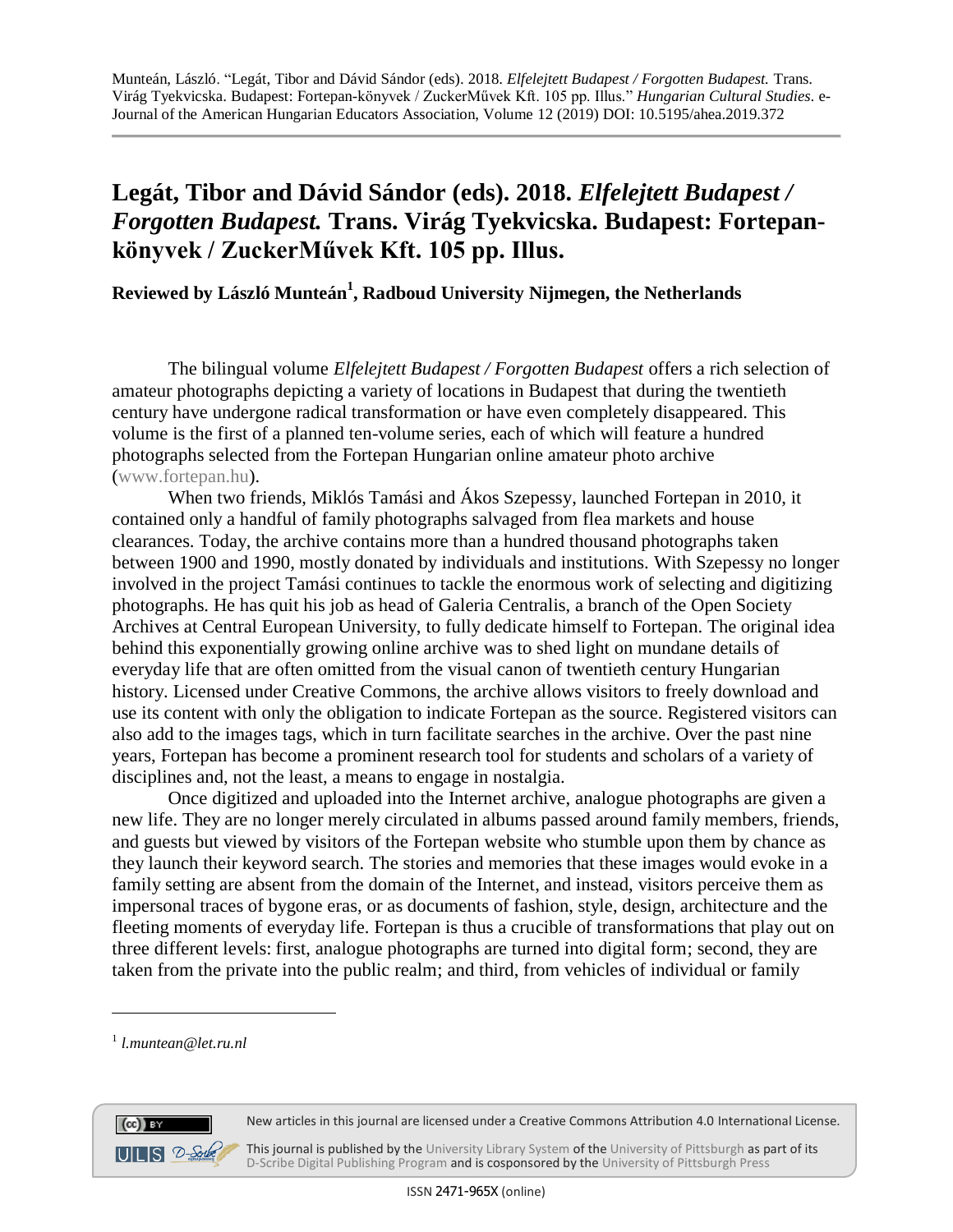Munteán, László. "Legát, Tibor and Dávid Sándor (eds). 2018. *Elfelejtett Budapest / Forgotten Budapest.* Trans. Virág Tyekvicska. Budapest: Fortepan-könyvek / ZuckerMűvek Kft. 105 pp. Illus." *Hungarian Cultural Studies*. e-Journal of the American Hungarian Educators Association, Volume 12 (2019) DOI: 10.5195/ahea.2019.372

# Legát, Tibor and Dávid Sándor (eds). 2018. *Elfelejtett Budapest / Forgotten Budapest.* Trans. Virág Tyekvicska. Budapest: Fortepan-könyvek / ZuckerMűvek Kft. 105 pp. Illus.

**Reviewed by László Munteán[1], Radboud University Nijmegen, the Netherlands**

The bilingual volume *Elfelejtett Budapest / Forgotten Budapest* offers a rich selection of amateur photographs depicting a variety of locations in Budapest that during the twentieth century have undergone radical transformation or have even completely disappeared. This volume is the first of a planned ten-volume series, each of which will feature a hundred photographs selected from the Fortepan Hungarian online amateur photo archive (www.fortepan.hu).

When two friends, Miklós Tamási and Ákos Szepessy, launched Fortepan in 2010, it contained only a handful of family photographs salvaged from flea markets and house clearances. Today, the archive contains more than a hundred thousand photographs taken between 1900 and 1990, mostly donated by individuals and institutions. With Szepessy no longer involved in the project Tamási continues to tackle the enormous work of selecting and digitizing photographs. He has quit his job as head of Galeria Centralis, a branch of the Open Society Archives at Central European University, to fully dedicate himself to Fortepan. The original idea behind this exponentially growing online archive was to shed light on mundane details of everyday life that are often omitted from the visual canon of twentieth century Hungarian history. Licensed under Creative Commons, the archive allows visitors to freely download and use its content with only the obligation to indicate Fortepan as the source. Registered visitors can also add to the images tags, which in turn facilitate searches in the archive. Over the past nine years, Fortepan has become a prominent research tool for students and scholars of a variety of disciplines and, not the least, a means to engage in nostalgia.

Once digitized and uploaded into the Internet archive, analogue photographs are given a new life. They are no longer merely circulated in albums passed around family members, friends, and guests but viewed by visitors of the Fortepan website who stumble upon them by chance as they launch their keyword search. The stories and memories that these images would evoke in a family setting are absent from the domain of the Internet, and instead, visitors perceive them as impersonal traces of bygone eras, or as documents of fashion, style, design, architecture and the fleeting moments of everyday life. Fortepan is thus a crucible of transformations that play out on three different levels: first, analogue photographs are turned into digital form; second, they are taken from the private into the public realm; and third, from vehicles of individual or family

[1] *l.muntean@let.ru.nl*

New articles in this journal are licensed under a Creative Commons Attribution 4.0 International License.

This journal is published by the University Library System of the University of Pittsburgh as part of its D-Scribe Digital Publishing Program and is cosponsored by the University of Pittsburgh Press

ISSN 2471-965X (online)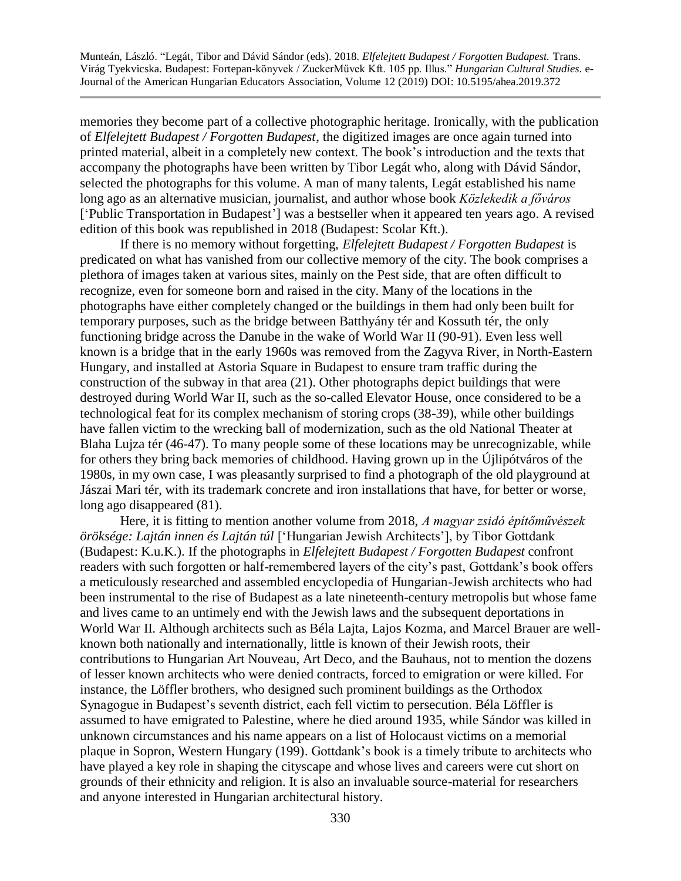memories they become part of a collective photographic heritage. Ironically, with the publication of *Elfelejtett Budapest / Forgotten Budapest*, the digitized images are once again turned into printed material, albeit in a completely new context. The book's introduction and the texts that accompany the photographs have been written by Tibor Legát who, along with Dávid Sándor, selected the photographs for this volume. A man of many talents, Legát established his name long ago as an alternative musician, journalist, and author whose book *Közlekedik a főváros* ['Public Transportation in Budapest'] was a bestseller when it appeared ten years ago. A revised edition of this book was republished in 2018 (Budapest: Scolar Kft.).

If there is no memory without forgetting, *Elfelejtett Budapest / Forgotten Budapest* is predicated on what has vanished from our collective memory of the city. The book comprises a plethora of images taken at various sites, mainly on the Pest side, that are often difficult to recognize, even for someone born and raised in the city. Many of the locations in the photographs have either completely changed or the buildings in them had only been built for temporary purposes, such as the bridge between Batthyány tér and Kossuth tér, the only functioning bridge across the Danube in the wake of World War II (90-91). Even less well known is a bridge that in the early 1960s was removed from the Zagyva River, in North-Eastern Hungary, and installed at Astoria Square in Budapest to ensure tram traffic during the construction of the subway in that area (21). Other photographs depict buildings that were destroyed during World War II, such as the so-called Elevator House, once considered to be a technological feat for its complex mechanism of storing crops (38-39), while other buildings have fallen victim to the wrecking ball of modernization, such as the old National Theater at Blaha Lujza tér (46-47). To many people some of these locations may be unrecognizable, while for others they bring back memories of childhood. Having grown up in the Újlipótváros of the 1980s, in my own case, I was pleasantly surprised to find a photograph of the old playground at Jászai Mari tér, with its trademark concrete and iron installations that have, for better or worse, long ago disappeared (81).

Here, it is fitting to mention another volume from 2018, *A magyar zsidó építőművészek öröksége: Lajtán innen és Lajtán túl* ['Hungarian Jewish Architects'], by Tibor Gottdank (Budapest: K.u.K.). If the photographs in *Elfelejtett Budapest / Forgotten Budapest* confront readers with such forgotten or half-remembered layers of the city's past, Gottdank's book offers a meticulously researched and assembled encyclopedia of Hungarian-Jewish architects who had been instrumental to the rise of Budapest as a late nineteenth-century metropolis but whose fame and lives came to an untimely end with the Jewish laws and the subsequent deportations in World War II. Although architects such as Béla Lajta, Lajos Kozma, and Marcel Brauer are well-known both nationally and internationally, little is known of their Jewish roots, their contributions to Hungarian Art Nouveau, Art Deco, and the Bauhaus, not to mention the dozens of lesser known architects who were denied contracts, forced to emigration or were killed. For instance, the Löffler brothers, who designed such prominent buildings as the Orthodox Synagogue in Budapest's seventh district, each fell victim to persecution. Béla Löffler is assumed to have emigrated to Palestine, where he died around 1935, while Sándor was killed in unknown circumstances and his name appears on a list of Holocaust victims on a memorial plaque in Sopron, Western Hungary (199). Gottdank's book is a timely tribute to architects who have played a key role in shaping the cityscape and whose lives and careers were cut short on grounds of their ethnicity and religion. It is also an invaluable source-material for researchers and anyone interested in Hungarian architectural history.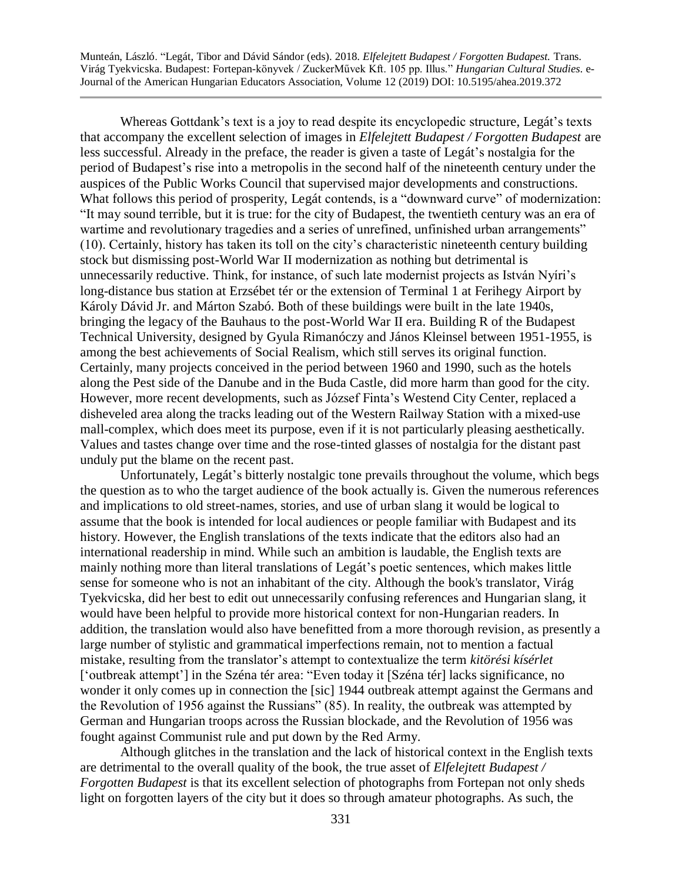Whereas Gottdank's text is a joy to read despite its encyclopedic structure, Legát's texts that accompany the excellent selection of images in *Elfelejtett Budapest / Forgotten Budapest* are less successful. Already in the preface, the reader is given a taste of Legát's nostalgia for the period of Budapest's rise into a metropolis in the second half of the nineteenth century under the auspices of the Public Works Council that supervised major developments and constructions. What follows this period of prosperity, Legát contends, is a "downward curve" of modernization: "It may sound terrible, but it is true: for the city of Budapest, the twentieth century was an era of wartime and revolutionary tragedies and a series of unrefined, unfinished urban arrangements" (10). Certainly, history has taken its toll on the city's characteristic nineteenth century building stock but dismissing post-World War II modernization as nothing but detrimental is unnecessarily reductive. Think, for instance, of such late modernist projects as István Nyíri's long-distance bus station at Erzsébet tér or the extension of Terminal 1 at Ferihegy Airport by Károly Dávid Jr. and Márton Szabó. Both of these buildings were built in the late 1940s, bringing the legacy of the Bauhaus to the post-World War II era. Building R of the Budapest Technical University, designed by Gyula Rimanóczy and János Kleinsel between 1951-1955, is among the best achievements of Social Realism, which still serves its original function. Certainly, many projects conceived in the period between 1960 and 1990, such as the hotels along the Pest side of the Danube and in the Buda Castle, did more harm than good for the city. However, more recent developments, such as József Finta's Westend City Center, replaced a disheveled area along the tracks leading out of the Western Railway Station with a mixed-use mall-complex, which does meet its purpose, even if it is not particularly pleasing aesthetically. Values and tastes change over time and the rose-tinted glasses of nostalgia for the distant past unduly put the blame on the recent past.

Unfortunately, Legát's bitterly nostalgic tone prevails throughout the volume, which begs the question as to who the target audience of the book actually is. Given the numerous references and implications to old street-names, stories, and use of urban slang it would be logical to assume that the book is intended for local audiences or people familiar with Budapest and its history. However, the English translations of the texts indicate that the editors also had an international readership in mind. While such an ambition is laudable, the English texts are mainly nothing more than literal translations of Legát's poetic sentences, which makes little sense for someone who is not an inhabitant of the city. Although the book's translator, Virág Tyekvicska, did her best to edit out unnecessarily confusing references and Hungarian slang, it would have been helpful to provide more historical context for non-Hungarian readers. In addition, the translation would also have benefitted from a more thorough revision, as presently a large number of stylistic and grammatical imperfections remain, not to mention a factual mistake, resulting from the translator's attempt to contextualize the term *kitörési kísérlet* ['outbreak attempt'] in the Széna tér area: "Even today it [Széna tér] lacks significance, no wonder it only comes up in connection the [sic] 1944 outbreak attempt against the Germans and the Revolution of 1956 against the Russians" (85). In reality, the outbreak was attempted by German and Hungarian troops across the Russian blockade, and the Revolution of 1956 was fought against Communist rule and put down by the Red Army.

Although glitches in the translation and the lack of historical context in the English texts are detrimental to the overall quality of the book, the true asset of *Elfelejtett Budapest / Forgotten Budapest* is that its excellent selection of photographs from Fortepan not only sheds light on forgotten layers of the city but it does so through amateur photographs. As such, the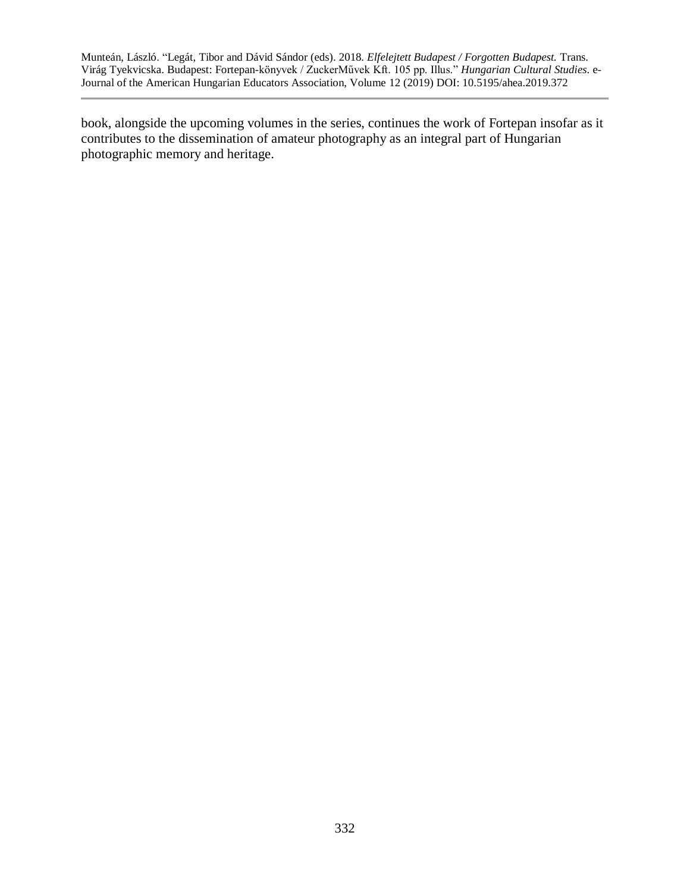book, alongside the upcoming volumes in the series, continues the work of Fortepan insofar as it contributes to the dissemination of amateur photography as an integral part of Hungarian photographic memory and heritage.